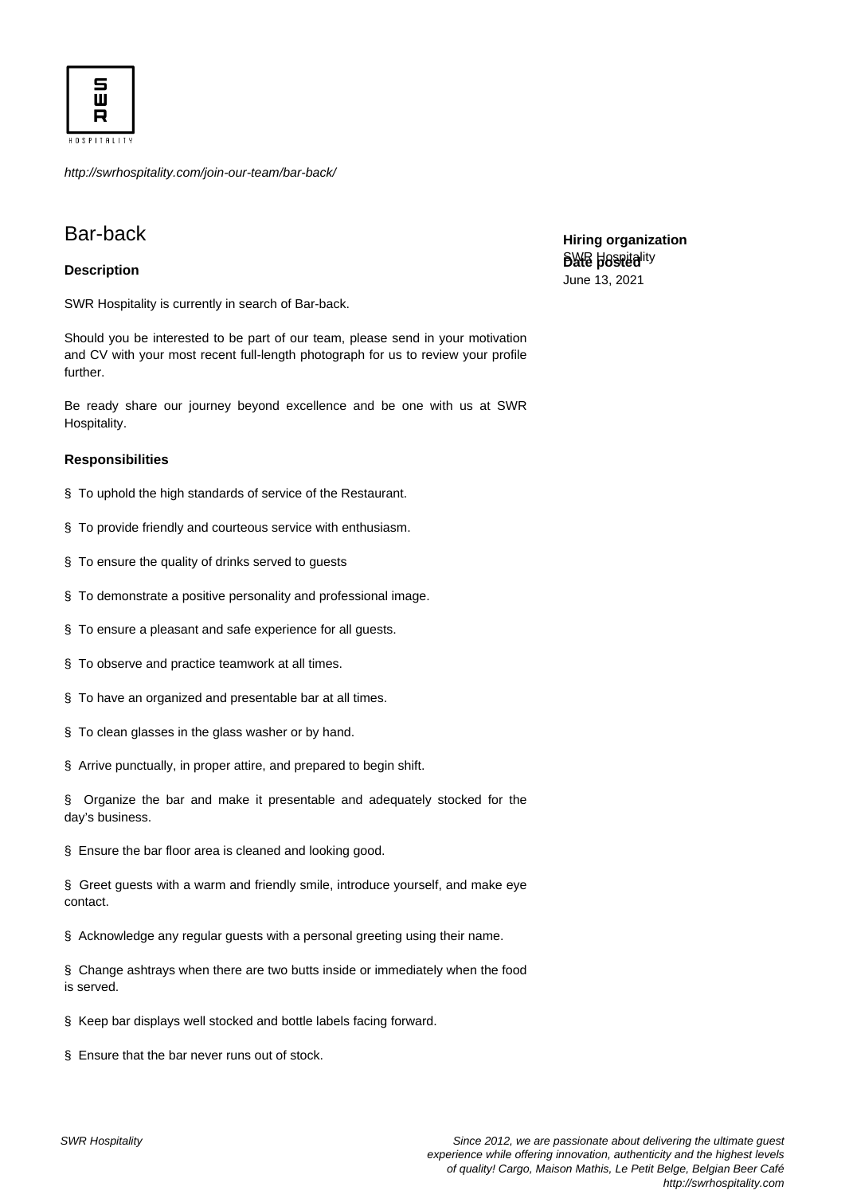*http://swrhospitality.com/join-our-team/bar-back/*

# Bar-back

**Hiring organization**
SWR Hospitality

**Date posted**
June 13, 2021

### Description

SWR Hospitality is currently in search of Bar-back.

Should you be interested to be part of our team, please send in your motivation and CV with your most recent full-length photograph for us to review your profile further.

Be ready share our journey beyond excellence and be one with us at SWR Hospitality.

### Responsibilities

§ To uphold the high standards of service of the Restaurant.

§ To provide friendly and courteous service with enthusiasm.

§ To ensure the quality of drinks served to guests

§ To demonstrate a positive personality and professional image.

§ To ensure a pleasant and safe experience for all guests.

§ To observe and practice teamwork at all times.

§ To have an organized and presentable bar at all times.

§ To clean glasses in the glass washer or by hand.

§ Arrive punctually, in proper attire, and prepared to begin shift.

§ Organize the bar and make it presentable and adequately stocked for the day's business.

§ Ensure the bar floor area is cleaned and looking good.

§ Greet guests with a warm and friendly smile, introduce yourself, and make eye contact.

§ Acknowledge any regular guests with a personal greeting using their name.

§ Change ashtrays when there are two butts inside or immediately when the food is served.

§ Keep bar displays well stocked and bottle labels facing forward.

§ Ensure that the bar never runs out of stock.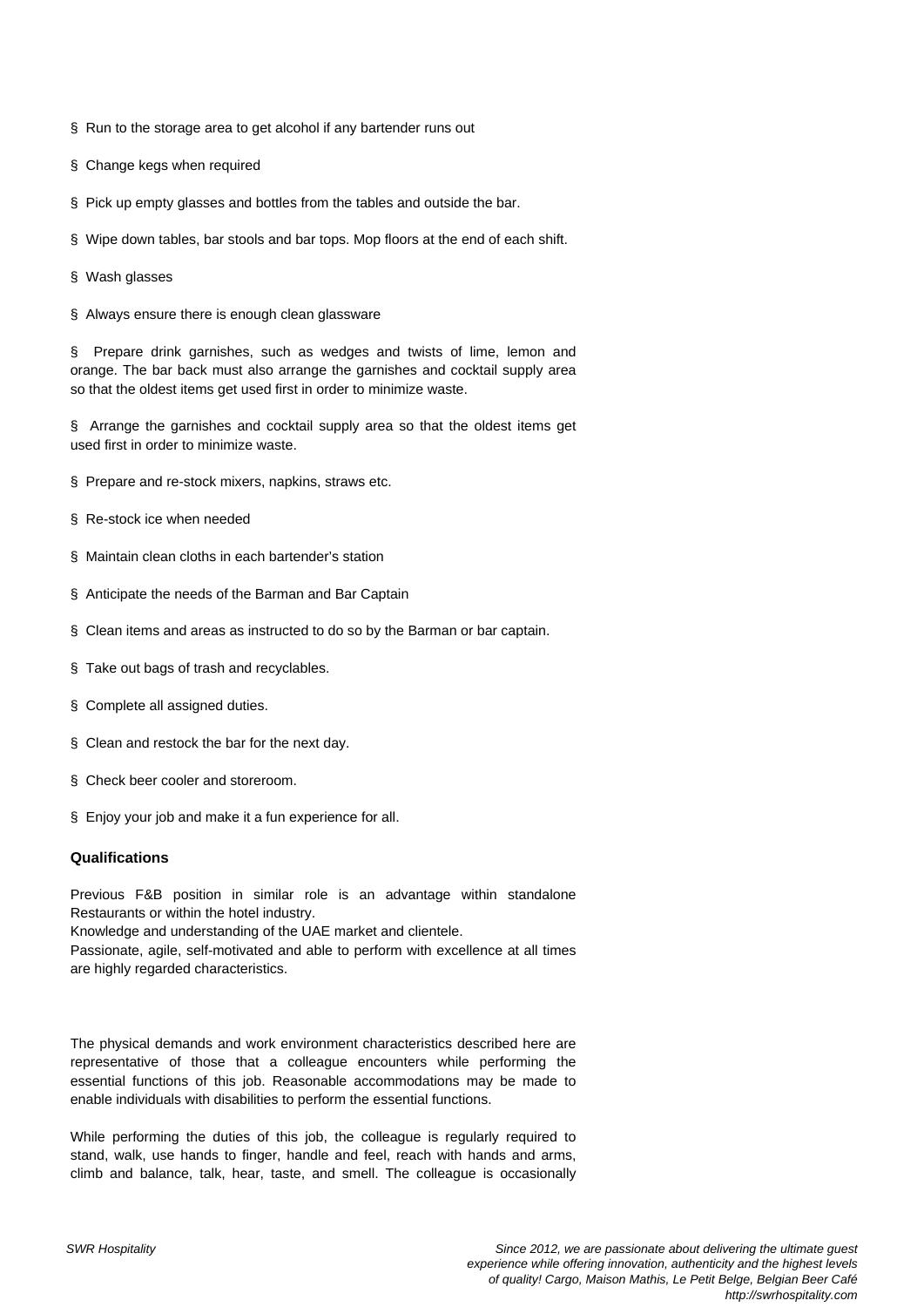§ Run to the storage area to get alcohol if any bartender runs out

§ Change kegs when required

§ Pick up empty glasses and bottles from the tables and outside the bar.

§ Wipe down tables, bar stools and bar tops. Mop floors at the end of each shift.

§ Wash glasses

§ Always ensure there is enough clean glassware

§ Prepare drink garnishes, such as wedges and twists of lime, lemon and orange. The bar back must also arrange the garnishes and cocktail supply area so that the oldest items get used first in order to minimize waste.

§ Arrange the garnishes and cocktail supply area so that the oldest items get used first in order to minimize waste.

§ Prepare and re-stock mixers, napkins, straws etc.

§ Re-stock ice when needed

§ Maintain clean cloths in each bartender's station

§ Anticipate the needs of the Barman and Bar Captain

§ Clean items and areas as instructed to do so by the Barman or bar captain.

§ Take out bags of trash and recyclables.

§ Complete all assigned duties.

§ Clean and restock the bar for the next day.

§ Check beer cooler and storeroom.

§ Enjoy your job and make it a fun experience for all.

**Qualifications**

Previous F&B position in similar role is an advantage within standalone Restaurants or within the hotel industry.
Knowledge and understanding of the UAE market and clientele.
Passionate, agile, self-motivated and able to perform with excellence at all times are highly regarded characteristics.

The physical demands and work environment characteristics described here are representative of those that a colleague encounters while performing the essential functions of this job. Reasonable accommodations may be made to enable individuals with disabilities to perform the essential functions.

While performing the duties of this job, the colleague is regularly required to stand, walk, use hands to finger, handle and feel, reach with hands and arms, climb and balance, talk, hear, taste, and smell. The colleague is occasionally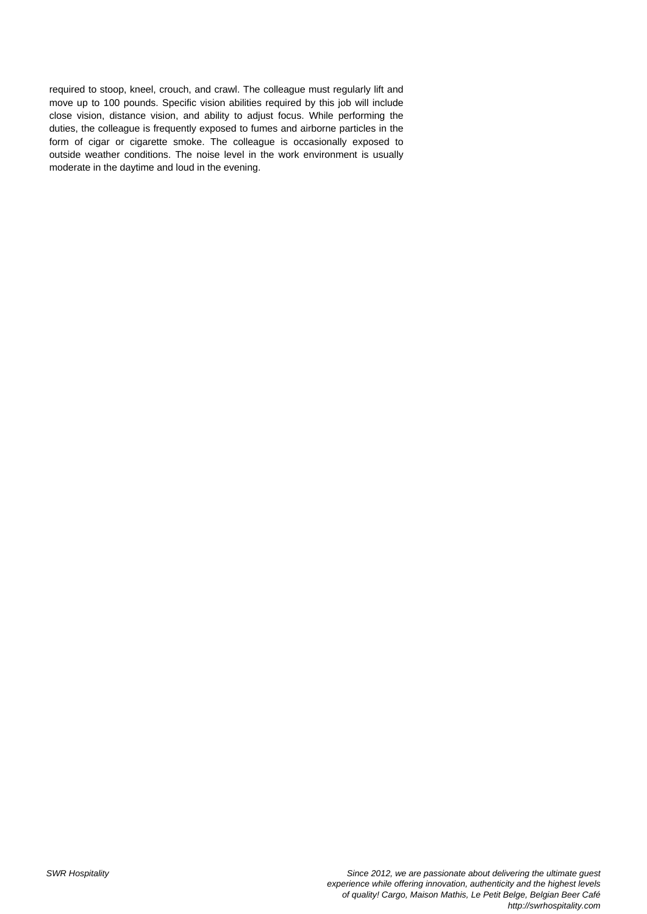required to stoop, kneel, crouch, and crawl. The colleague must regularly lift and move up to 100 pounds. Specific vision abilities required by this job will include close vision, distance vision, and ability to adjust focus. While performing the duties, the colleague is frequently exposed to fumes and airborne particles in the form of cigar or cigarette smoke. The colleague is occasionally exposed to outside weather conditions. The noise level in the work environment is usually moderate in the daytime and loud in the evening.